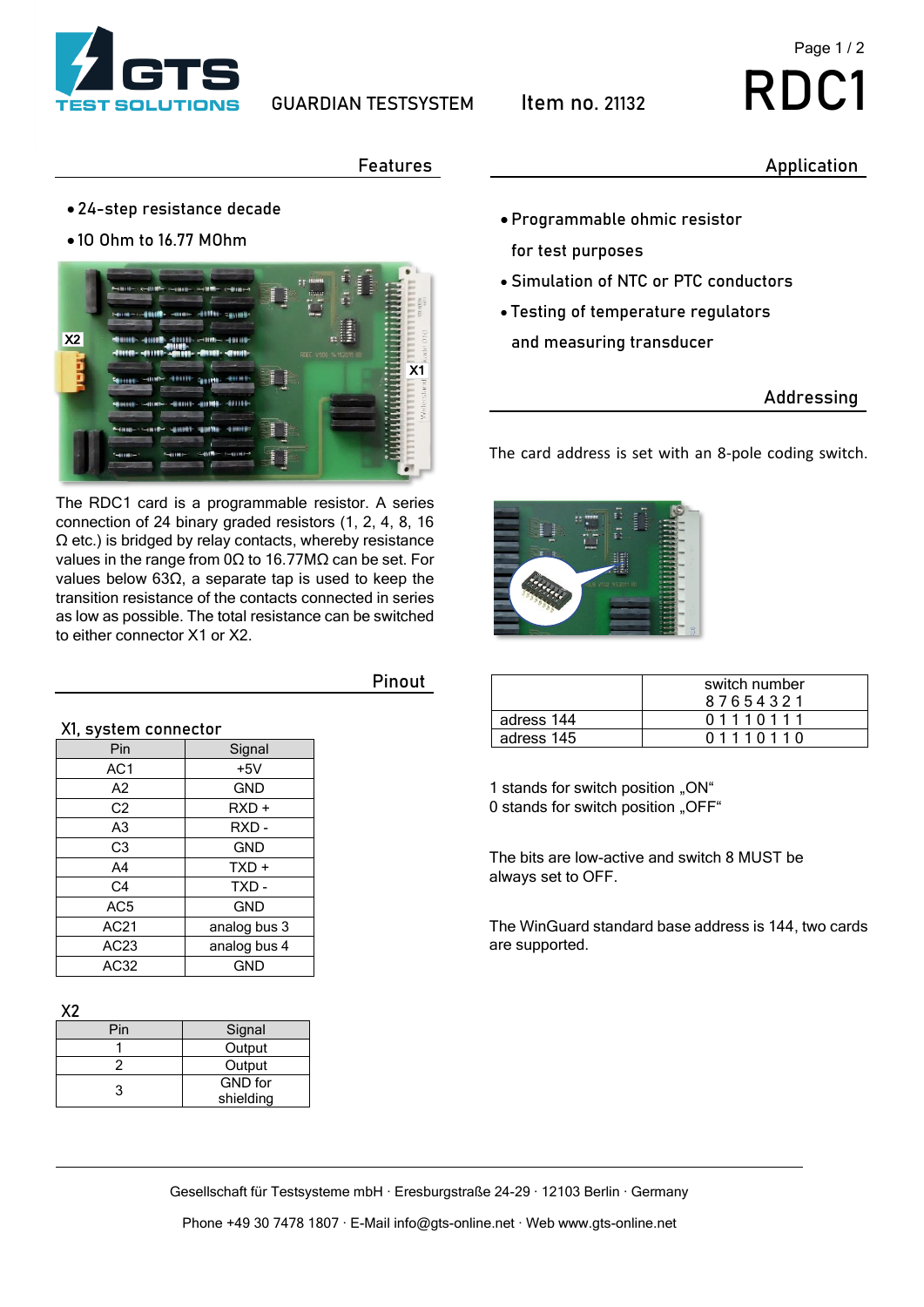GTS TEST SOLUTIONS

GUARDIAN TESTSYSTEM

Item no. 21132

# RDC1

## Features

- 24-step resistance decade
- 10 Ohm to 16.77 MOhm

The RDC1 card is a programmable resistor. A series connection of 24 binary graded resistors (1, 2, 4, 8, 16 Ω etc.) is bridged by relay contacts, whereby resistance values in the range from 0Ω to 16.77MΩ can be set. For values below 63Ω, a separate tap is used to keep the transition resistance of the contacts connected in series as low as possible. The total resistance can be switched to either connector X1 or X2.

## Application

- Programmable ohmic resistor for test purposes
- Simulation of NTC or PTC conductors
- Testing of temperature regulators and measuring transducer

## Addressing

The card address is set with an 8-pole coding switch.

| | switch number 8 7 6 5 4 3 2 1 |
|---|---|
| adress 144 | 0 1 1 1 0 1 1 1 |
| adress 145 | 0 1 1 1 0 1 1 0 |

1 stands for switch position „ON“
0 stands for switch position „OFF“

The bits are low-active and switch 8 MUST be always set to OFF.

The WinGuard standard base address is 144, two cards are supported.

## Pinout

### X1, system connector

| Pin | Signal |
|---|---|
| AC1 | +5V |
| A2 | GND |
| C2 | RXD + |
| A3 | RXD - |
| C3 | GND |
| A4 | TXD + |
| C4 | TXD - |
| AC5 | GND |
| AC21 | analog bus 3 |
| AC23 | analog bus 4 |
| AC32 | GND |

### X2

| Pin | Signal |
|---|---|
| 1 | Output |
| 2 | Output |
| 3 | GND for shielding |

Gesellschaft für Testsysteme mbH · Eresburgstraße 24-29 · 12103 Berlin · Germany

Phone +49 30 7478 1807 · E-Mail info@gts-online.net · Web www.gts-online.net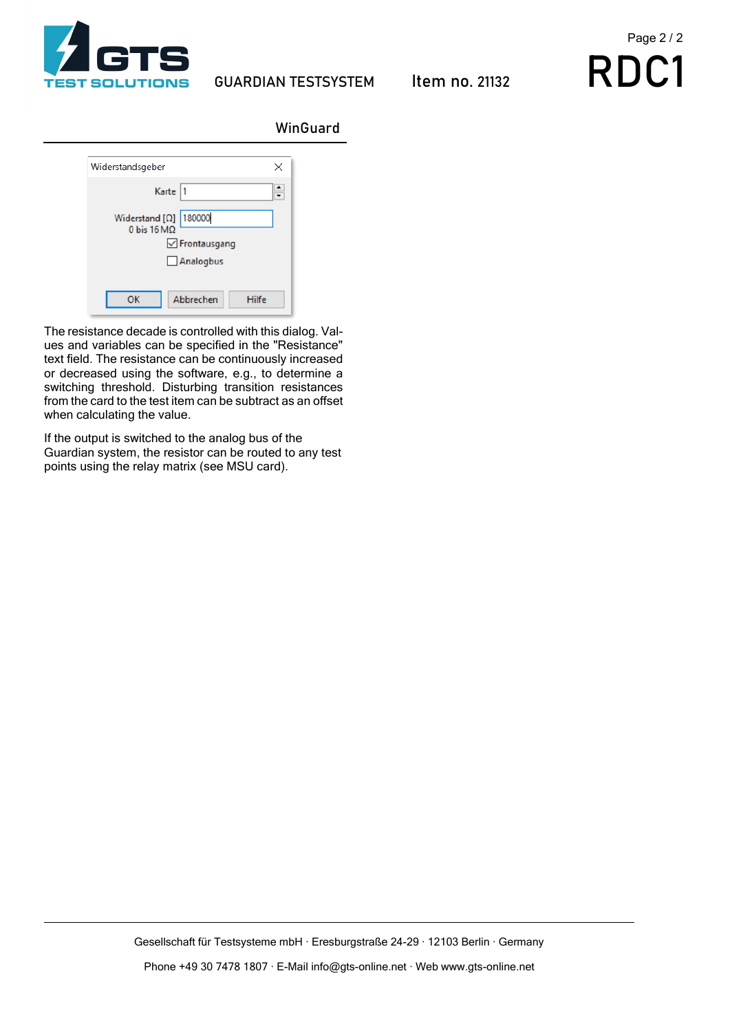## WinGuard

Widerstandsgeber

Karte 1

Widerstand [Ω] 180000
0 bis 16 MΩ

☑ Frontausgang

☐ Analogbus

OK | Abbrechen | Hilfe

The resistance decade is controlled with this dialog. Values and variables can be specified in the "Resistance" text field. The resistance can be continuously increased or decreased using the software, e.g., to determine a switching threshold. Disturbing transition resistances from the card to the test item can be subtract as an offset when calculating the value.

If the output is switched to the analog bus of the Guardian system, the resistor can be routed to any test points using the relay matrix (see MSU card).